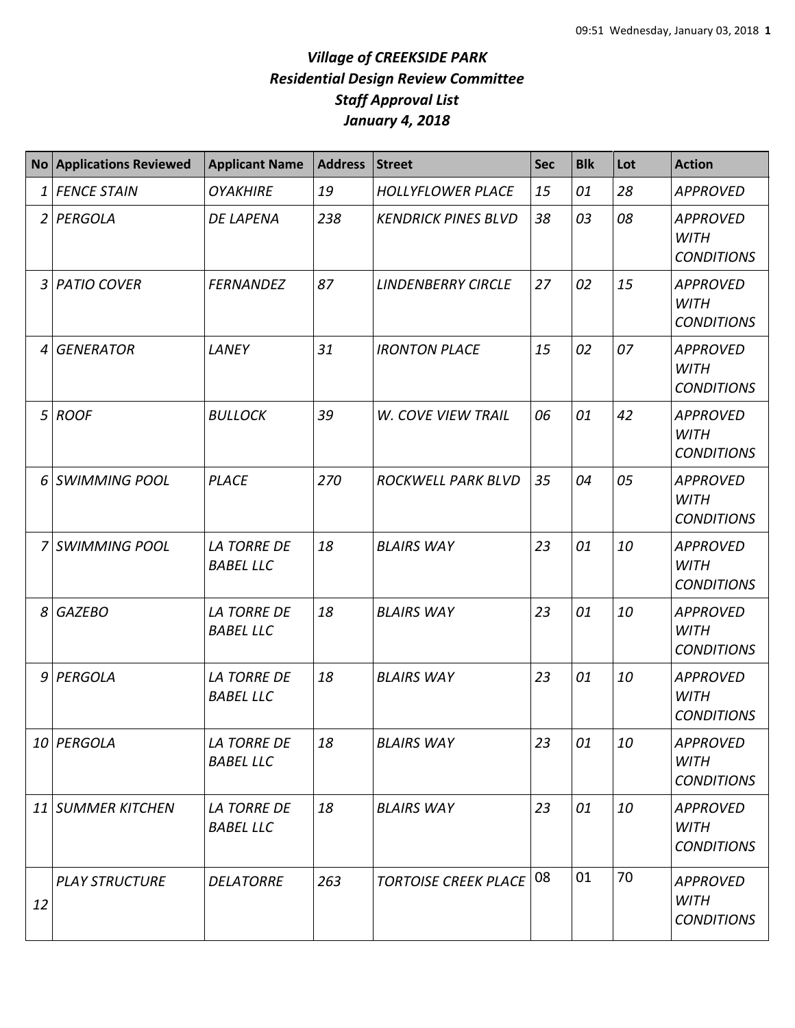# *Village of CREEKSIDE PARK*
## *Residential Design Review Committee*
## *Staff Approval List*
## *January 4, 2018*

| No | Applications Reviewed | Applicant Name | Address | Street | Sec | Blk | Lot | Action |
|---|---|---|---|---|---|---|---|---|
| 1 | FENCE STAIN | OYAKHIRE | 19 | HOLLYFLOWER PLACE | 15 | 01 | 28 | APPROVED |
| 2 | PERGOLA | DE LAPENA | 238 | KENDRICK PINES BLVD | 38 | 03 | 08 | APPROVED WITH CONDITIONS |
| 3 | PATIO COVER | FERNANDEZ | 87 | LINDENBERRY CIRCLE | 27 | 02 | 15 | APPROVED WITH CONDITIONS |
| 4 | GENERATOR | LANEY | 31 | IRONTON PLACE | 15 | 02 | 07 | APPROVED WITH CONDITIONS |
| 5 | ROOF | BULLOCK | 39 | W. COVE VIEW TRAIL | 06 | 01 | 42 | APPROVED WITH CONDITIONS |
| 6 | SWIMMING POOL | PLACE | 270 | ROCKWELL PARK BLVD | 35 | 04 | 05 | APPROVED WITH CONDITIONS |
| 7 | SWIMMING POOL | LA TORRE DE BABEL LLC | 18 | BLAIRS WAY | 23 | 01 | 10 | APPROVED WITH CONDITIONS |
| 8 | GAZEBO | LA TORRE DE BABEL LLC | 18 | BLAIRS WAY | 23 | 01 | 10 | APPROVED WITH CONDITIONS |
| 9 | PERGOLA | LA TORRE DE BABEL LLC | 18 | BLAIRS WAY | 23 | 01 | 10 | APPROVED WITH CONDITIONS |
| 10 | PERGOLA | LA TORRE DE BABEL LLC | 18 | BLAIRS WAY | 23 | 01 | 10 | APPROVED WITH CONDITIONS |
| 11 | SUMMER KITCHEN | LA TORRE DE BABEL LLC | 18 | BLAIRS WAY | 23 | 01 | 10 | APPROVED WITH CONDITIONS |
| 12 | PLAY STRUCTURE | DELATORRE | 263 | TORTOISE CREEK PLACE | 08 | 01 | 70 | APPROVED WITH CONDITIONS |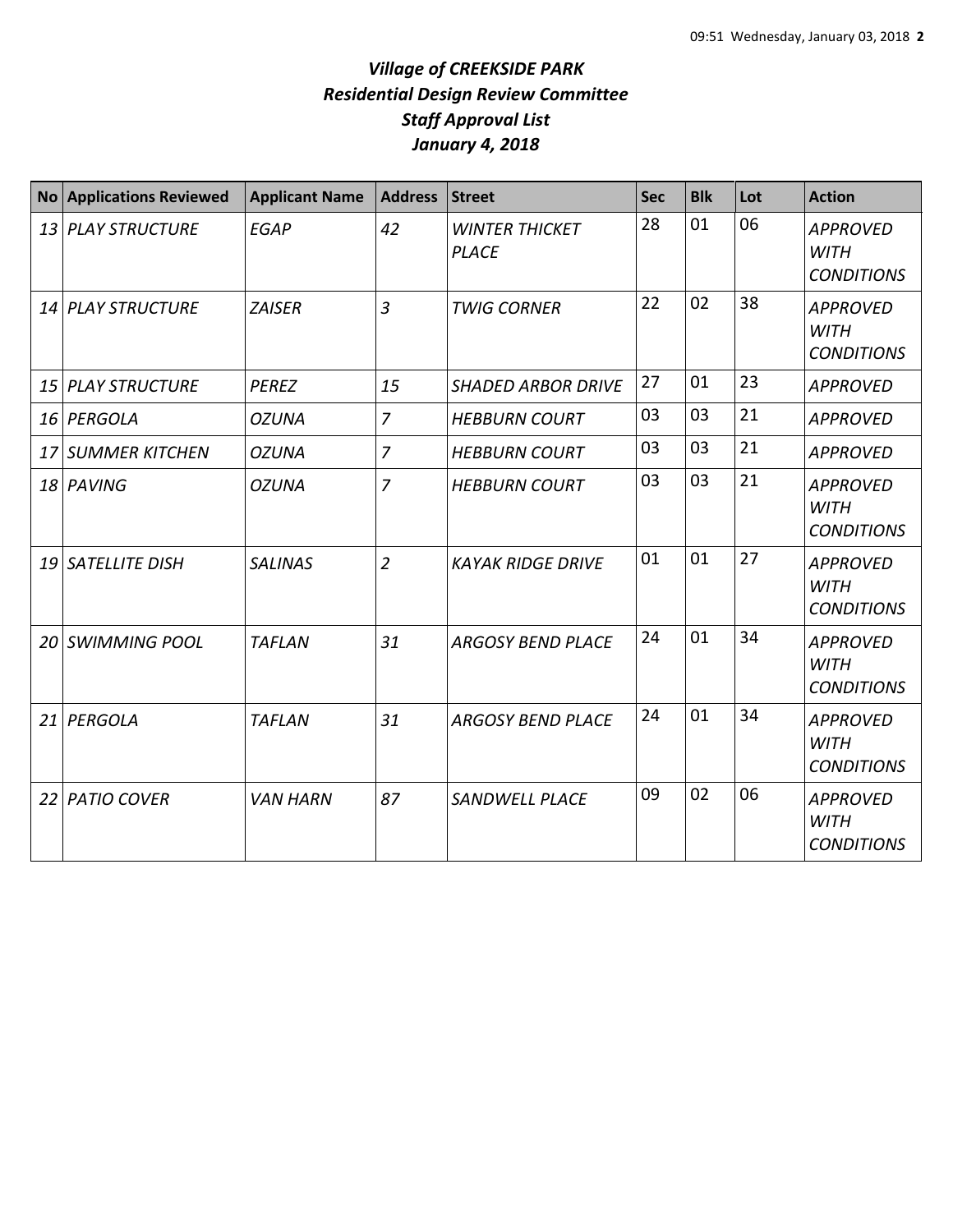# *Village of CREEKSIDE PARK*
## *Residential Design Review Committee*
## *Staff Approval List*
## *January 4, 2018*

| No | Applications Reviewed | Applicant Name | Address | Street | Sec | Blk | Lot | Action |
|---|---|---|---|---|---|---|---|---|
| *13* | *PLAY STRUCTURE* | *EGAP* | *42* | *WINTER THICKET PLACE* | 28 | 01 | 06 | *APPROVED WITH CONDITIONS* |
| *14* | *PLAY STRUCTURE* | *ZAISER* | *3* | *TWIG CORNER* | 22 | 02 | 38 | *APPROVED WITH CONDITIONS* |
| *15* | *PLAY STRUCTURE* | *PEREZ* | *15* | *SHADED ARBOR DRIVE* | 27 | 01 | 23 | *APPROVED* |
| *16* | *PERGOLA* | *OZUNA* | *7* | *HEBBURN COURT* | 03 | 03 | 21 | *APPROVED* |
| *17* | *SUMMER KITCHEN* | *OZUNA* | *7* | *HEBBURN COURT* | 03 | 03 | 21 | *APPROVED* |
| *18* | *PAVING* | *OZUNA* | *7* | *HEBBURN COURT* | 03 | 03 | 21 | *APPROVED WITH CONDITIONS* |
| *19* | *SATELLITE DISH* | *SALINAS* | *2* | *KAYAK RIDGE DRIVE* | 01 | 01 | 27 | *APPROVED WITH CONDITIONS* |
| *20* | *SWIMMING POOL* | *TAFLAN* | *31* | *ARGOSY BEND PLACE* | 24 | 01 | 34 | *APPROVED WITH CONDITIONS* |
| *21* | *PERGOLA* | *TAFLAN* | *31* | *ARGOSY BEND PLACE* | 24 | 01 | 34 | *APPROVED WITH CONDITIONS* |
| *22* | *PATIO COVER* | *VAN HARN* | *87* | *SANDWELL PLACE* | 09 | 02 | 06 | *APPROVED WITH CONDITIONS* |